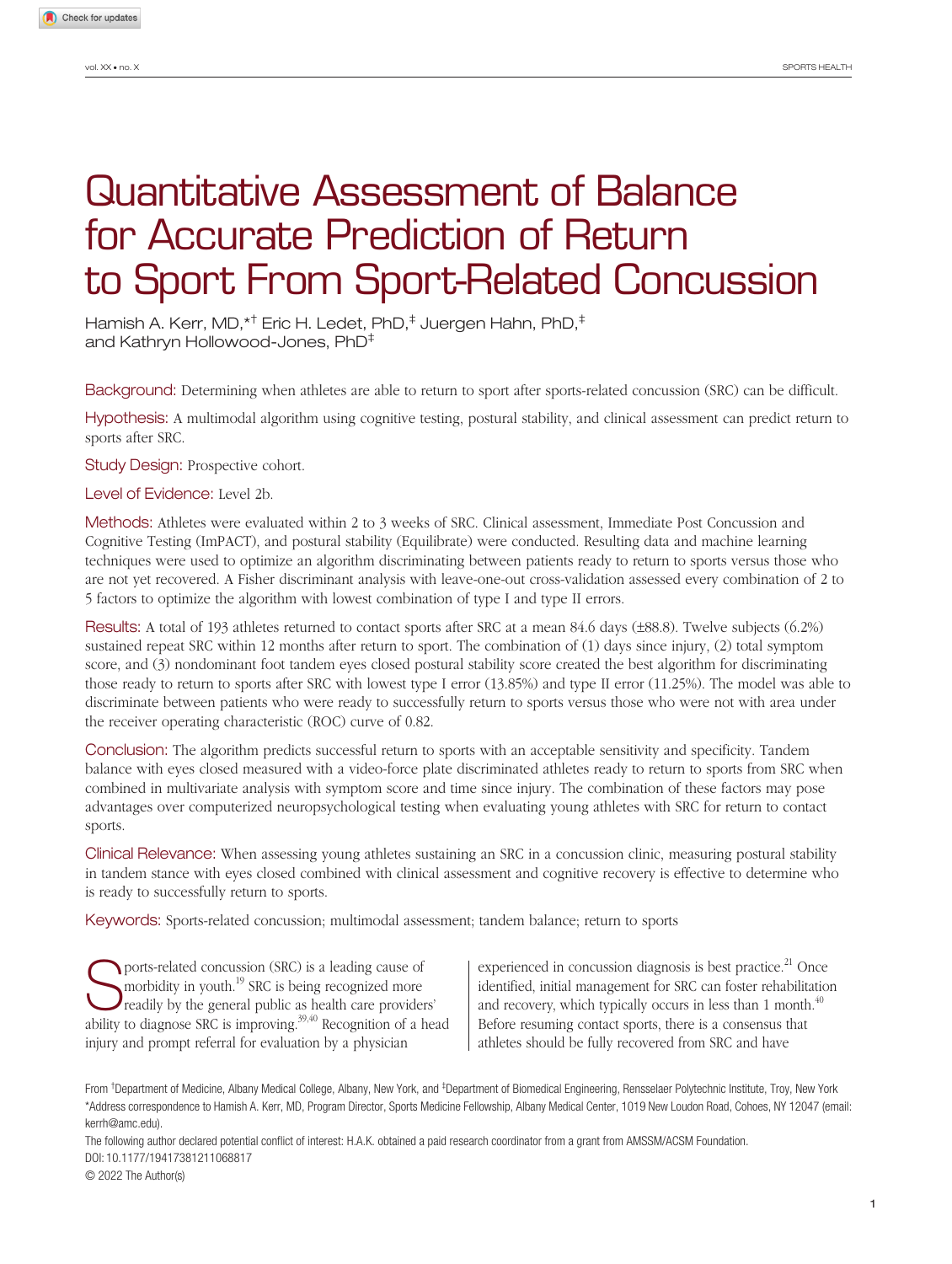# Quantitative Assessment of Balance for Accurate Prediction of Return to Sport From Sport-Related Concussion

Hamish A. Kerr, MD,*[†] Eric H. Ledet, PhD,[‡] Juergen Hahn, PhD,[‡] and Kathryn Hollowood-Jones, PhD[‡]

**Background:** Determining when athletes are able to return to sport after sports-related concussion (SRC) can be difficult.

**Hypothesis:** A multimodal algorithm using cognitive testing, postural stability, and clinical assessment can predict return to sports after SRC.

**Study Design:** Prospective cohort.

**Level of Evidence:** Level 2b.

**Methods:** Athletes were evaluated within 2 to 3 weeks of SRC. Clinical assessment, Immediate Post Concussion and Cognitive Testing (ImPACT), and postural stability (Equilibrate) were conducted. Resulting data and machine learning techniques were used to optimize an algorithm discriminating between patients ready to return to sports versus those who are not yet recovered. A Fisher discriminant analysis with leave-one-out cross-validation assessed every combination of 2 to 5 factors to optimize the algorithm with lowest combination of type I and type II errors.

**Results:** A total of 193 athletes returned to contact sports after SRC at a mean 84.6 days (±88.8). Twelve subjects (6.2%) sustained repeat SRC within 12 months after return to sport. The combination of (1) days since injury, (2) total symptom score, and (3) nondominant foot tandem eyes closed postural stability score created the best algorithm for discriminating those ready to return to sports after SRC with lowest type I error (13.85%) and type II error (11.25%). The model was able to discriminate between patients who were ready to successfully return to sports versus those who were not with area under the receiver operating characteristic (ROC) curve of 0.82.

**Conclusion:** The algorithm predicts successful return to sports with an acceptable sensitivity and specificity. Tandem balance with eyes closed measured with a video-force plate discriminated athletes ready to return to sports from SRC when combined in multivariate analysis with symptom score and time since injury. The combination of these factors may pose advantages over computerized neuropsychological testing when evaluating young athletes with SRC for return to contact sports.

**Clinical Relevance:** When assessing young athletes sustaining an SRC in a concussion clinic, measuring postural stability in tandem stance with eyes closed combined with clinical assessment and cognitive recovery is effective to determine who is ready to successfully return to sports.

**Keywords:** Sports-related concussion; multimodal assessment; tandem balance; return to sports

Sports-related concussion (SRC) is a leading cause of morbidity in youth.[19] SRC is being recognized more readily by the general public as health care providers' ability to diagnose SRC is improving.[39,40] Recognition of a head injury and prompt referral for evaluation by a physician experienced in concussion diagnosis is best practice.[21] Once identified, initial management for SRC can foster rehabilitation and recovery, which typically occurs in less than 1 month.[40] Before resuming contact sports, there is a consensus that athletes should be fully recovered from SRC and have

From [†]Department of Medicine, Albany Medical College, Albany, New York, and [‡]Department of Biomedical Engineering, Rensselaer Polytechnic Institute, Troy, New York

*Address correspondence to Hamish A. Kerr, MD, Program Director, Sports Medicine Fellowship, Albany Medical Center, 1019 New Loudon Road, Cohoes, NY 12047 (email: kerrh@amc.edu).

The following author declared potential conflict of interest: H.A.K. obtained a paid research coordinator from a grant from AMSSM/ACSM Foundation.

DOI: 10.1177/19417381211068817

© 2022 The Author(s)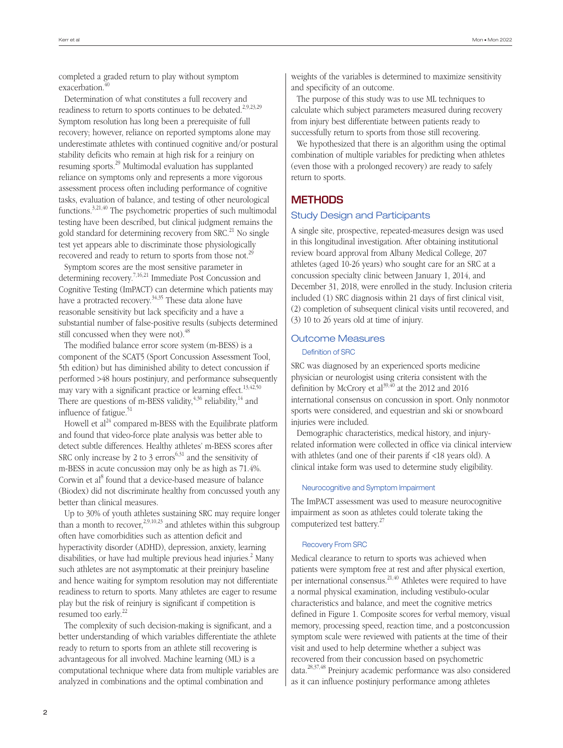completed a graded return to play without symptom exacerbation.[40]

Determination of what constitutes a full recovery and readiness to return to sports continues to be debated.[2,9,23,29] Symptom resolution has long been a prerequisite of full recovery; however, reliance on reported symptoms alone may underestimate athletes with continued cognitive and/or postural stability deficits who remain at high risk for a reinjury on resuming sports.[29] Multimodal evaluation has supplanted reliance on symptoms only and represents a more vigorous assessment process often including performance of cognitive tasks, evaluation of balance, and testing of other neurological functions.[3,21,40] The psychometric properties of such multimodal testing have been described, but clinical judgment remains the gold standard for determining recovery from SRC.[21] No single test yet appears able to discriminate those physiologically recovered and ready to return to sports from those not.[29]

Symptom scores are the most sensitive parameter in determining recovery.[7,16,21] Immediate Post Concussion and Cognitive Testing (ImPACT) can determine which patients may have a protracted recovery.[34,35] These data alone have reasonable sensitivity but lack specificity and a have a substantial number of false-positive results (subjects determined still concussed when they were not).[48]

The modified balance error score system (m-BESS) is a component of the SCAT5 (Sport Concussion Assessment Tool, 5th edition) but has diminished ability to detect concussion if performed >48 hours postinjury, and performance subsequently may vary with a significant practice or learning effect.[13,42,50] There are questions of m-BESS validity,[4,36] reliability,[14] and influence of fatigue.[51]

Howell et al[24] compared m-BESS with the Equilibrate platform and found that video-force plate analysis was better able to detect subtle differences. Healthy athletes' m-BESS scores after SRC only increase by 2 to 3 errors[6,31] and the sensitivity of m-BESS in acute concussion may only be as high as 71.4%. Corwin et al[8] found that a device-based measure of balance (Biodex) did not discriminate healthy from concussed youth any better than clinical measures.

Up to 30% of youth athletes sustaining SRC may require longer than a month to recover,[2,9,10,23] and athletes within this subgroup often have comorbidities such as attention deficit and hyperactivity disorder (ADHD), depression, anxiety, learning disabilities, or have had multiple previous head injuries.[2] Many such athletes are not asymptomatic at their preinjury baseline and hence waiting for symptom resolution may not differentiate readiness to return to sports. Many athletes are eager to resume play but the risk of reinjury is significant if competition is resumed too early.[22]

The complexity of such decision-making is significant, and a better understanding of which variables differentiate the athlete ready to return to sports from an athlete still recovering is advantageous for all involved. Machine learning (ML) is a computational technique where data from multiple variables are analyzed in combinations and the optimal combination and weights of the variables is determined to maximize sensitivity and specificity of an outcome.

The purpose of this study was to use ML techniques to calculate which subject parameters measured during recovery from injury best differentiate between patients ready to successfully return to sports from those still recovering.

We hypothesized that there is an algorithm using the optimal combination of multiple variables for predicting when athletes (even those with a prolonged recovery) are ready to safely return to sports.

## METHODS

### Study Design and Participants

A single site, prospective, repeated-measures design was used in this longitudinal investigation. After obtaining institutional review board approval from Albany Medical College, 207 athletes (aged 10-26 years) who sought care for an SRC at a concussion specialty clinic between January 1, 2014, and December 31, 2018, were enrolled in the study. Inclusion criteria included (1) SRC diagnosis within 21 days of first clinical visit, (2) completion of subsequent clinical visits until recovered, and (3) 10 to 26 years old at time of injury.

### Outcome Measures

#### Definition of SRC

SRC was diagnosed by an experienced sports medicine physician or neurologist using criteria consistent with the definition by McCrory et al[39,40] at the 2012 and 2016 international consensus on concussion in sport. Only nonmotor sports were considered, and equestrian and ski or snowboard injuries were included.

Demographic characteristics, medical history, and injury-related information were collected in office via clinical interview with athletes (and one of their parents if <18 years old). A clinical intake form was used to determine study eligibility.

#### Neurocognitive and Symptom Impairment

The ImPACT assessment was used to measure neurocognitive impairment as soon as athletes could tolerate taking the computerized test battery.[27]

#### Recovery From SRC

Medical clearance to return to sports was achieved when patients were symptom free at rest and after physical exertion, per international consensus.[21,40] Athletes were required to have a normal physical examination, including vestibulo-ocular characteristics and balance, and meet the cognitive metrics defined in Figure 1. Composite scores for verbal memory, visual memory, processing speed, reaction time, and a postconcussion symptom scale were reviewed with patients at the time of their visit and used to help determine whether a subject was recovered from their concussion based on psychometric data.[28,37,48] Preinjury academic performance was also considered as it can influence postinjury performance among athletes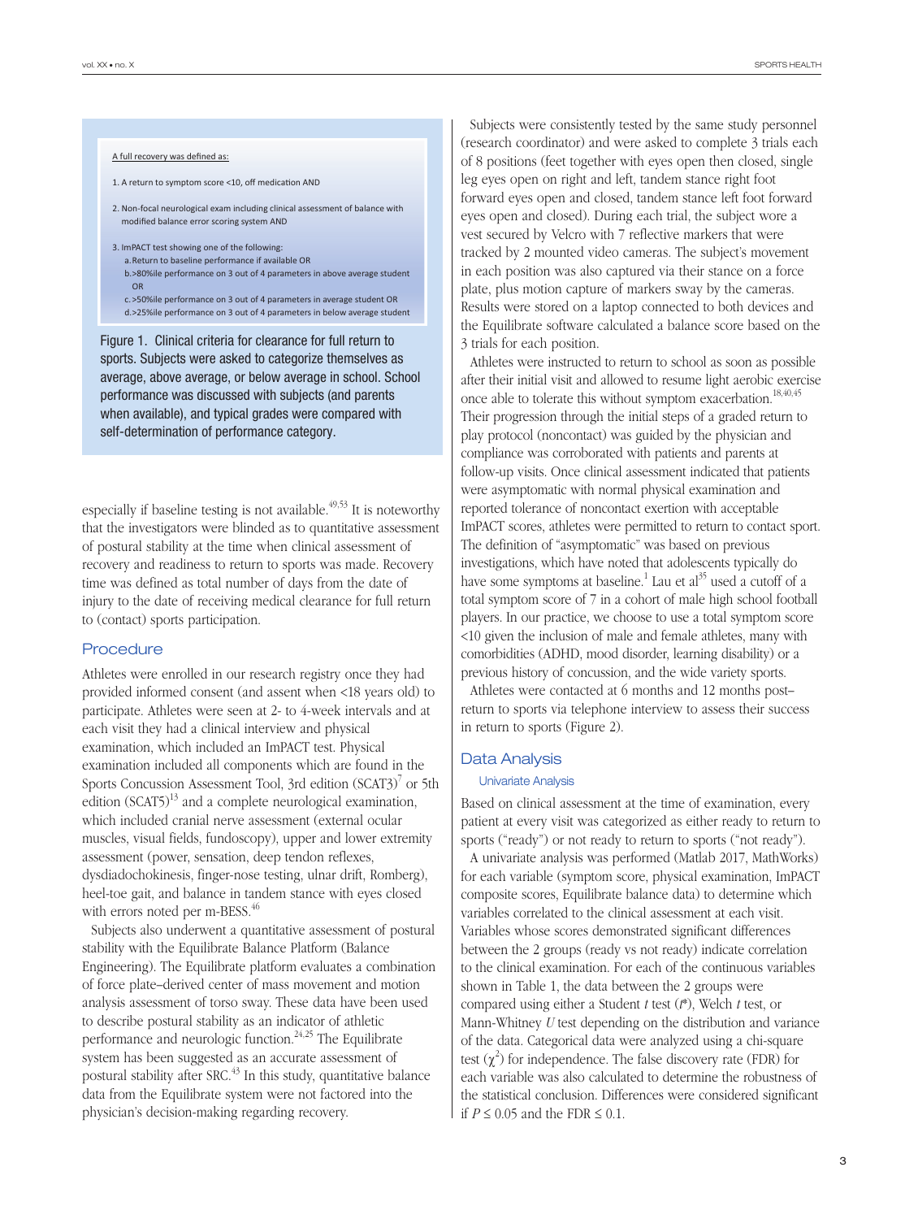A full recovery was defined as:

1. A return to symptom score <10, off medication AND
2. Non-focal neurological exam including clinical assessment of balance with modified balance error scoring system AND
3. ImPACT test showing one of the following:
   a. Return to baseline performance if available OR
   b. >80%ile performance on 3 out of 4 parameters in above average student OR
   c. >50%ile performance on 3 out of 4 parameters in average student OR
   d. >25%ile performance on 3 out of 4 parameters in below average student

Figure 1. Clinical criteria for clearance for full return to sports. Subjects were asked to categorize themselves as average, above average, or below average in school. School performance was discussed with subjects (and parents when available), and typical grades were compared with self-determination of performance category.

especially if baseline testing is not available.[49,53] It is noteworthy that the investigators were blinded as to quantitative assessment of postural stability at the time when clinical assessment of recovery and readiness to return to sports was made. Recovery time was defined as total number of days from the date of injury to the date of receiving medical clearance for full return to (contact) sports participation.

## Procedure

Athletes were enrolled in our research registry once they had provided informed consent (and assent when <18 years old) to participate. Athletes were seen at 2- to 4-week intervals and at each visit they had a clinical interview and physical examination, which included an ImPACT test. Physical examination included all components which are found in the Sports Concussion Assessment Tool, 3rd edition (SCAT3)[7] or 5th edition (SCAT5)[13] and a complete neurological examination, which included cranial nerve assessment (external ocular muscles, visual fields, fundoscopy), upper and lower extremity assessment (power, sensation, deep tendon reflexes, dysdiadochokinesis, finger-nose testing, ulnar drift, Romberg), heel-toe gait, and balance in tandem stance with eyes closed with errors noted per m-BESS.[46]

Subjects also underwent a quantitative assessment of postural stability with the Equilibrate Balance Platform (Balance Engineering). The Equilibrate platform evaluates a combination of force plate–derived center of mass movement and motion analysis assessment of torso sway. These data have been used to describe postural stability as an indicator of athletic performance and neurologic function.[24,25] The Equilibrate system has been suggested as an accurate assessment of postural stability after SRC.[43] In this study, quantitative balance data from the Equilibrate system were not factored into the physician's decision-making regarding recovery.

Subjects were consistently tested by the same study personnel (research coordinator) and were asked to complete 3 trials each of 8 positions (feet together with eyes open then closed, single leg eyes open on right and left, tandem stance right foot forward eyes open and closed, tandem stance left foot forward eyes open and closed). During each trial, the subject wore a vest secured by Velcro with 7 reflective markers that were tracked by 2 mounted video cameras. The subject's movement in each position was also captured via their stance on a force plate, plus motion capture of markers sway by the cameras. Results were stored on a laptop connected to both devices and the Equilibrate software calculated a balance score based on the 3 trials for each position.

Athletes were instructed to return to school as soon as possible after their initial visit and allowed to resume light aerobic exercise once able to tolerate this without symptom exacerbation.[18,40,45] Their progression through the initial steps of a graded return to play protocol (noncontact) was guided by the physician and compliance was corroborated with patients and parents at follow-up visits. Once clinical assessment indicated that patients were asymptomatic with normal physical examination and reported tolerance of noncontact exertion with acceptable ImPACT scores, athletes were permitted to return to contact sport. The definition of "asymptomatic" was based on previous investigations, which have noted that adolescents typically do have some symptoms at baseline.[1] Lau et al[35] used a cutoff of a total symptom score of 7 in a cohort of male high school football players. In our practice, we choose to use a total symptom score <10 given the inclusion of male and female athletes, many with comorbidities (ADHD, mood disorder, learning disability) or a previous history of concussion, and the wide variety sports.

Athletes were contacted at 6 months and 12 months post–return to sports via telephone interview to assess their success in return to sports (Figure 2).

## Data Analysis

### Univariate Analysis

Based on clinical assessment at the time of examination, every patient at every visit was categorized as either ready to return to sports ("ready") or not ready to return to sports ("not ready").

A univariate analysis was performed (Matlab 2017, MathWorks) for each variable (symptom score, physical examination, ImPACT composite scores, Equilibrate balance data) to determine which variables correlated to the clinical assessment at each visit. Variables whose scores demonstrated significant differences between the 2 groups (ready vs not ready) indicate correlation to the clinical examination. For each of the continuous variables shown in Table 1, the data between the 2 groups were compared using either a Student *t* test ($t^*$), Welch *t* test, or Mann-Whitney *U* test depending on the distribution and variance of the data. Categorical data were analyzed using a chi-square test ($\chi^2$) for independence. The false discovery rate (FDR) for each variable was also calculated to determine the robustness of the statistical conclusion. Differences were considered significant if $P \le 0.05$ and the FDR $\le 0.1$.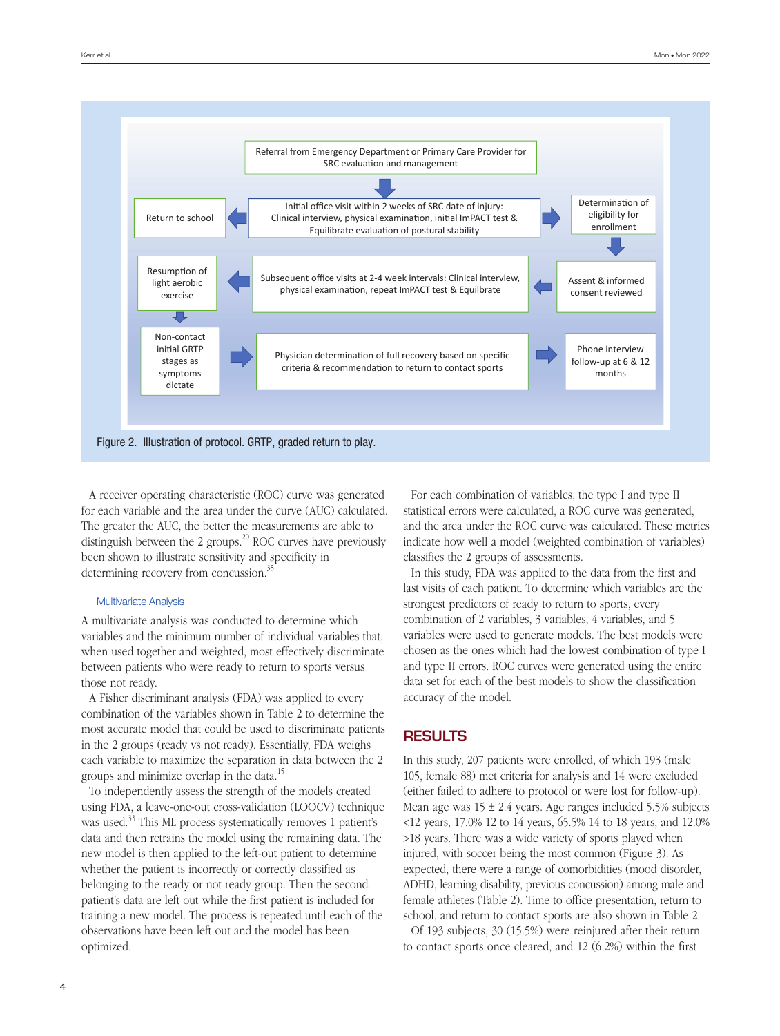Figure 2. Illustration of protocol. GRTP, graded return to play.

A receiver operating characteristic (ROC) curve was generated for each variable and the area under the curve (AUC) calculated. The greater the AUC, the better the measurements are able to distinguish between the 2 groups.[20] ROC curves have previously been shown to illustrate sensitivity and specificity in determining recovery from concussion.[35]

### Multivariate Analysis

A multivariate analysis was conducted to determine which variables and the minimum number of individual variables that, when used together and weighted, most effectively discriminate between patients who were ready to return to sports versus those not ready.

A Fisher discriminant analysis (FDA) was applied to every combination of the variables shown in Table 2 to determine the most accurate model that could be used to discriminate patients in the 2 groups (ready vs not ready). Essentially, FDA weighs each variable to maximize the separation in data between the 2 groups and minimize overlap in the data.[15]

To independently assess the strength of the models created using FDA, a leave-one-out cross-validation (LOOCV) technique was used.[33] This ML process systematically removes 1 patient's data and then retrains the model using the remaining data. The new model is then applied to the left-out patient to determine whether the patient is incorrectly or correctly classified as belonging to the ready or not ready group. Then the second patient's data are left out while the first patient is included for training a new model. The process is repeated until each of the observations have been left out and the model has been optimized.

For each combination of variables, the type I and type II statistical errors were calculated, a ROC curve was generated, and the area under the ROC curve was calculated. These metrics indicate how well a model (weighted combination of variables) classifies the 2 groups of assessments.

In this study, FDA was applied to the data from the first and last visits of each patient. To determine which variables are the strongest predictors of ready to return to sports, every combination of 2 variables, 3 variables, 4 variables, and 5 variables were used to generate models. The best models were chosen as the ones which had the lowest combination of type I and type II errors. ROC curves were generated using the entire data set for each of the best models to show the classification accuracy of the model.

## RESULTS

In this study, 207 patients were enrolled, of which 193 (male 105, female 88) met criteria for analysis and 14 were excluded (either failed to adhere to protocol or were lost for follow-up). Mean age was 15 ± 2.4 years. Age ranges included 5.5% subjects <12 years, 17.0% 12 to 14 years, 65.5% 14 to 18 years, and 12.0% >18 years. There was a wide variety of sports played when injured, with soccer being the most common (Figure 3). As expected, there were a range of comorbidities (mood disorder, ADHD, learning disability, previous concussion) among male and female athletes (Table 2). Time to office presentation, return to school, and return to contact sports are also shown in Table 2.

Of 193 subjects, 30 (15.5%) were reinjured after their return to contact sports once cleared, and 12 (6.2%) within the first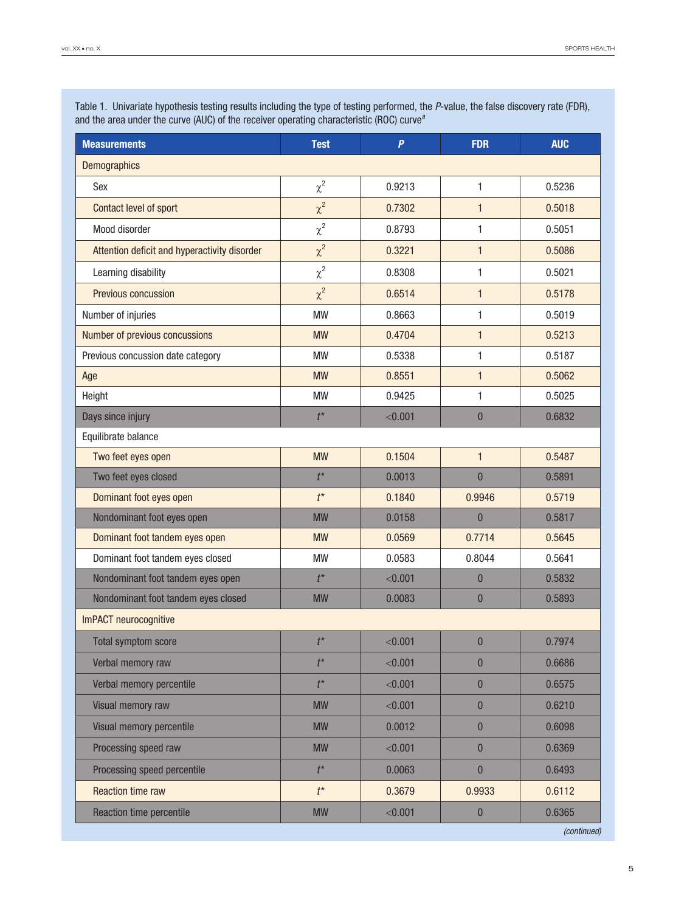Table 1. Univariate hypothesis testing results including the type of testing performed, the *P*-value, the false discovery rate (FDR), and the area under the curve (AUC) of the receiver operating characteristic (ROC) curve[a]

| Measurements | Test | *P* | FDR | AUC |
|---|---|---|---|---|
| Demographics | | | | |
| Sex | $\chi^2$ | 0.9213 | 1 | 0.5236 |
| Contact level of sport | $\chi^2$ | 0.7302 | 1 | 0.5018 |
| Mood disorder | $\chi^2$ | 0.8793 | 1 | 0.5051 |
| Attention deficit and hyperactivity disorder | $\chi^2$ | 0.3221 | 1 | 0.5086 |
| Learning disability | $\chi^2$ | 0.8308 | 1 | 0.5021 |
| Previous concussion | $\chi^2$ | 0.6514 | 1 | 0.5178 |
| Number of injuries | MW | 0.8663 | 1 | 0.5019 |
| Number of previous concussions | MW | 0.4704 | 1 | 0.5213 |
| Previous concussion date category | MW | 0.5338 | 1 | 0.5187 |
| Age | MW | 0.8551 | 1 | 0.5062 |
| Height | MW | 0.9425 | 1 | 0.5025 |
| Days since injury | *t** | <0.001 | 0 | 0.6832 |
| Equilibrate balance | | | | |
| Two feet eyes open | MW | 0.1504 | 1 | 0.5487 |
| Two feet eyes closed | *t** | 0.0013 | 0 | 0.5891 |
| Dominant foot eyes open | *t** | 0.1840 | 0.9946 | 0.5719 |
| Nondominant foot eyes open | MW | 0.0158 | 0 | 0.5817 |
| Dominant foot tandem eyes open | MW | 0.0569 | 0.7714 | 0.5645 |
| Dominant foot tandem eyes closed | MW | 0.0583 | 0.8044 | 0.5641 |
| Nondominant foot tandem eyes open | *t** | <0.001 | 0 | 0.5832 |
| Nondominant foot tandem eyes closed | MW | 0.0083 | 0 | 0.5893 |
| ImPACT neurocognitive | | | | |
| Total symptom score | *t** | <0.001 | 0 | 0.7974 |
| Verbal memory raw | *t** | <0.001 | 0 | 0.6686 |
| Verbal memory percentile | *t** | <0.001 | 0 | 0.6575 |
| Visual memory raw | MW | <0.001 | 0 | 0.6210 |
| Visual memory percentile | MW | 0.0012 | 0 | 0.6098 |
| Processing speed raw | MW | <0.001 | 0 | 0.6369 |
| Processing speed percentile | *t** | 0.0063 | 0 | 0.6493 |
| Reaction time raw | *t** | 0.3679 | 0.9933 | 0.6112 |
| Reaction time percentile | MW | <0.001 | 0 | 0.6365 |

*(continued)*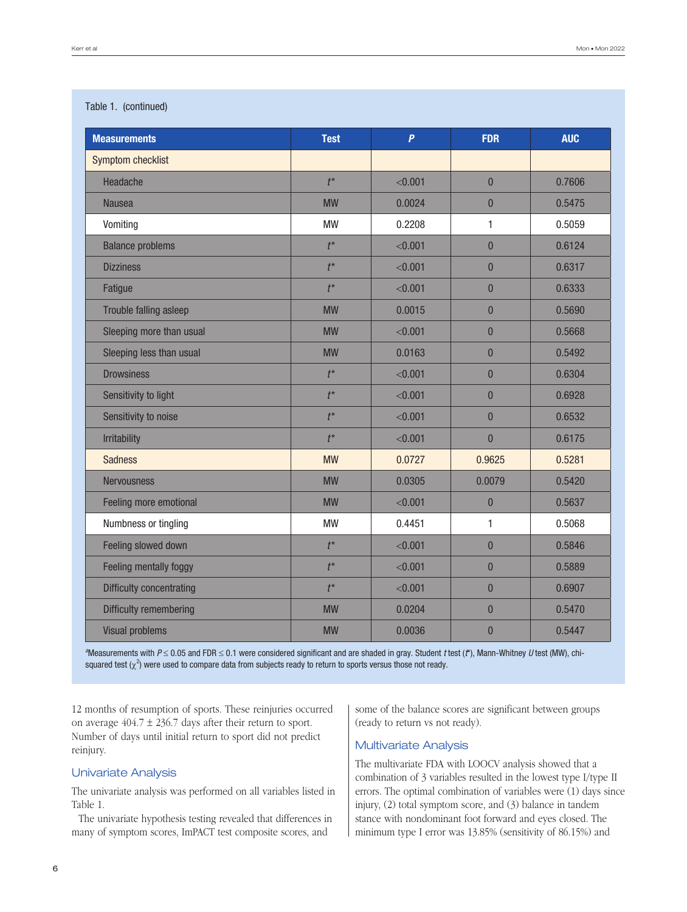Table 1. (continued)

| Measurements | Test | *P* | FDR | AUC |
|---|---|---|---|---|
| Symptom checklist | | | | |
| Headache | *t** | <0.001 | 0 | 0.7606 |
| Nausea | MW | 0.0024 | 0 | 0.5475 |
| Vomiting | MW | 0.2208 | 1 | 0.5059 |
| Balance problems | *t** | <0.001 | 0 | 0.6124 |
| Dizziness | *t** | <0.001 | 0 | 0.6317 |
| Fatigue | *t** | <0.001 | 0 | 0.6333 |
| Trouble falling asleep | MW | 0.0015 | 0 | 0.5690 |
| Sleeping more than usual | MW | <0.001 | 0 | 0.5668 |
| Sleeping less than usual | MW | 0.0163 | 0 | 0.5492 |
| Drowsiness | *t** | <0.001 | 0 | 0.6304 |
| Sensitivity to light | *t** | <0.001 | 0 | 0.6928 |
| Sensitivity to noise | *t** | <0.001 | 0 | 0.6532 |
| Irritability | *t** | <0.001 | 0 | 0.6175 |
| Sadness | MW | 0.0727 | 0.9625 | 0.5281 |
| Nervousness | MW | 0.0305 | 0.0079 | 0.5420 |
| Feeling more emotional | MW | <0.001 | 0 | 0.5637 |
| Numbness or tingling | MW | 0.4451 | 1 | 0.5068 |
| Feeling slowed down | *t** | <0.001 | 0 | 0.5846 |
| Feeling mentally foggy | *t** | <0.001 | 0 | 0.5889 |
| Difficulty concentrating | *t** | <0.001 | 0 | 0.6907 |
| Difficulty remembering | MW | 0.0204 | 0 | 0.5470 |
| Visual problems | MW | 0.0036 | 0 | 0.5447 |

[a]Measurements with $P \leq 0.05$ and FDR $\leq 0.1$ were considered significant and are shaded in gray. Student *t* test (*t**), Mann-Whitney *U* test (MW), chi-squared test ($\chi^2$) were used to compare data from subjects ready to return to sports versus those not ready.

12 months of resumption of sports. These reinjuries occurred on average 404.7 ± 236.7 days after their return to sport. Number of days until initial return to sport did not predict reinjury.

## Univariate Analysis

The univariate analysis was performed on all variables listed in Table 1.

The univariate hypothesis testing revealed that differences in many of symptom scores, ImPACT test composite scores, and some of the balance scores are significant between groups (ready to return vs not ready).

## Multivariate Analysis

The multivariate FDA with LOOCV analysis showed that a combination of 3 variables resulted in the lowest type I/type II errors. The optimal combination of variables were (1) days since injury, (2) total symptom score, and (3) balance in tandem stance with nondominant foot forward and eyes closed. The minimum type I error was 13.85% (sensitivity of 86.15%) and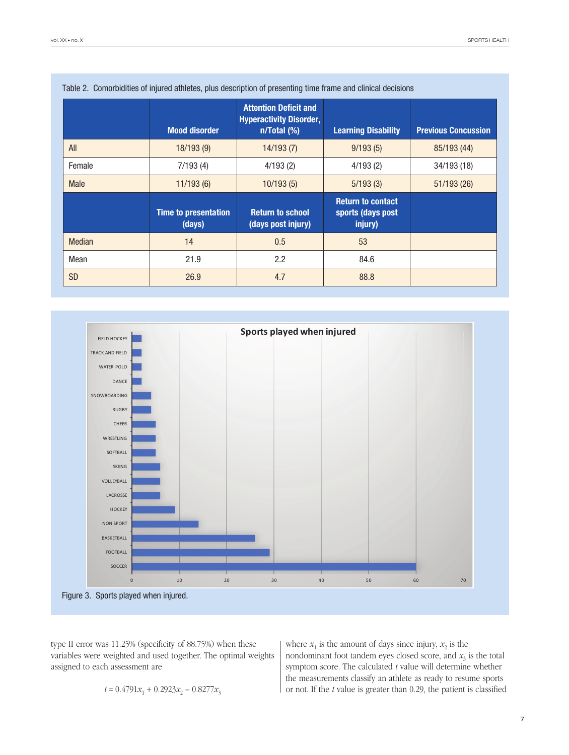Table 2. Comorbidities of injured athletes, plus description of presenting time frame and clinical decisions

| | Mood disorder | Attention Deficit and Hyperactivity Disorder, n/Total (%) | Learning Disability | Previous Concussion |
|---|---|---|---|---|
| All | 18/193 (9) | 14/193 (7) | 9/193 (5) | 85/193 (44) |
| Female | 7/193 (4) | 4/193 (2) | 4/193 (2) | 34/193 (18) |
| Male | 11/193 (6) | 10/193 (5) | 5/193 (3) | 51/193 (26) |
| | **Time to presentation (days)** | **Return to school (days post injury)** | **Return to contact sports (days post injury)** | |
| Median | 14 | 0.5 | 53 | |
| Mean | 21.9 | 2.2 | 84.6 | |
| SD | 26.9 | 4.7 | 88.8 | |

Figure 3. Sports played when injured.

type II error was 11.25% (specificity of 88.75%) when these variables were weighted and used together. The optimal weights assigned to each assessment are

$$t = 0.4791x_1 + 0.2923x_2 - 0.8277x_3$$

where $x_1$ is the amount of days since injury, $x_2$ is the nondominant foot tandem eyes closed score, and $x_3$ is the total symptom score. The calculated $t$ value will determine whether the measurements classify an athlete as ready to resume sports or not. If the $t$ value is greater than 0.29, the patient is classified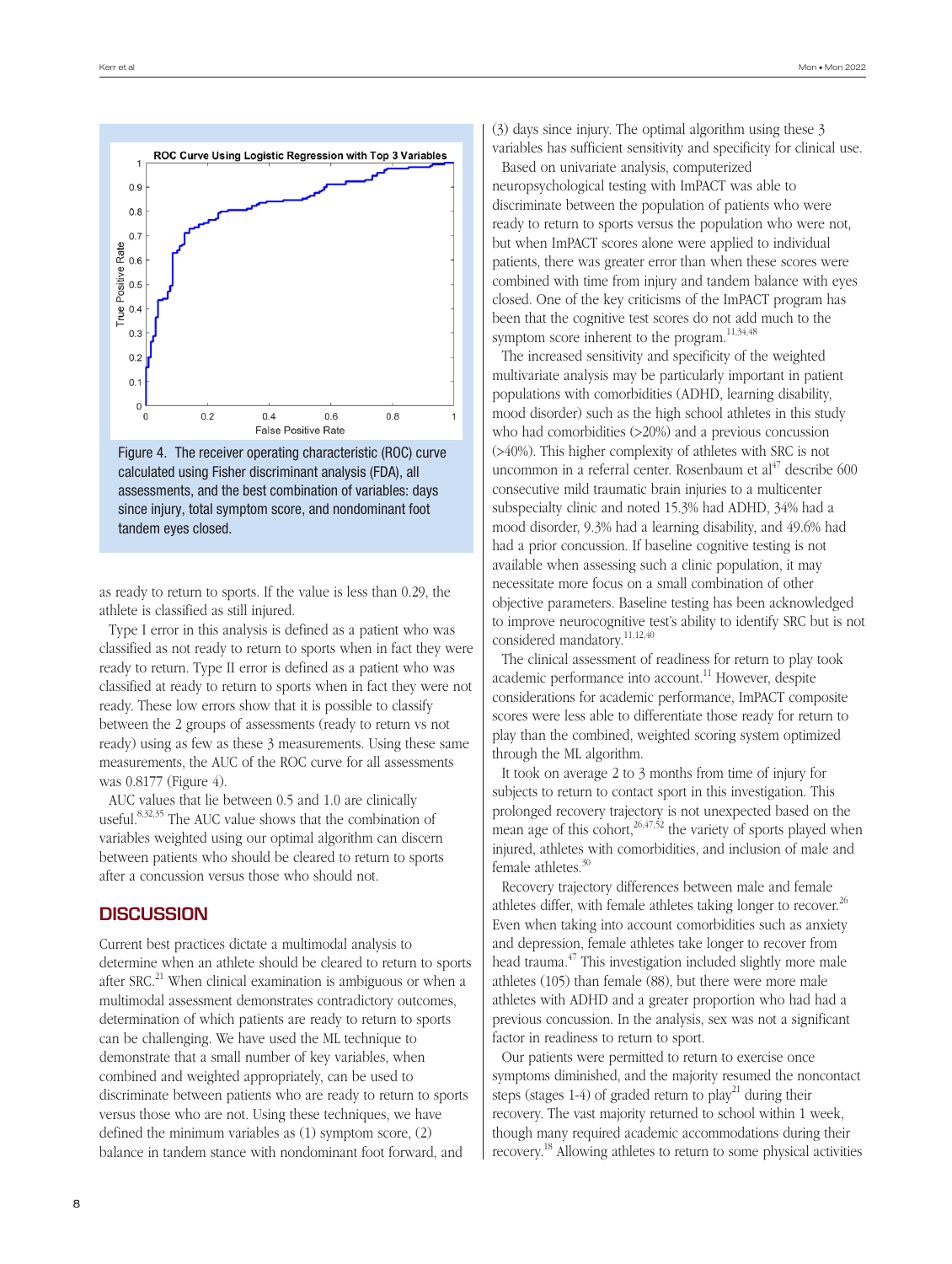Figure 4. The receiver operating characteristic (ROC) curve calculated using Fisher discriminant analysis (FDA), all assessments, and the best combination of variables: days since injury, total symptom score, and nondominant foot tandem eyes closed.

as ready to return to sports. If the value is less than 0.29, the athlete is classified as still injured.

Type I error in this analysis is defined as a patient who was classified as not ready to return to sports when in fact they were ready to return. Type II error is defined as a patient who was classified at ready to return to sports when in fact they were not ready. These low errors show that it is possible to classify between the 2 groups of assessments (ready to return vs not ready) using as few as these 3 measurements. Using these same measurements, the AUC of the ROC curve for all assessments was 0.8177 (Figure 4).

AUC values that lie between 0.5 and 1.0 are clinically useful.[8,32,35] The AUC value shows that the combination of variables weighted using our optimal algorithm can discern between patients who should be cleared to return to sports after a concussion versus those who should not.

## DISCUSSION

Current best practices dictate a multimodal analysis to determine when an athlete should be cleared to return to sports after SRC.[21] When clinical examination is ambiguous or when a multimodal assessment demonstrates contradictory outcomes, determination of which patients are ready to return to sports can be challenging. We have used the ML technique to demonstrate that a small number of key variables, when combined and weighted appropriately, can be used to discriminate between patients who are ready to return to sports versus those who are not. Using these techniques, we have defined the minimum variables as (1) symptom score, (2) balance in tandem stance with nondominant foot forward, and (3) days since injury. The optimal algorithm using these 3 variables has sufficient sensitivity and specificity for clinical use.

Based on univariate analysis, computerized neuropsychological testing with ImPACT was able to discriminate between the population of patients who were ready to return to sports versus the population who were not, but when ImPACT scores alone were applied to individual patients, there was greater error than when these scores were combined with time from injury and tandem balance with eyes closed. One of the key criticisms of the ImPACT program has been that the cognitive test scores do not add much to the symptom score inherent to the program.[11,34,48]

The increased sensitivity and specificity of the weighted multivariate analysis may be particularly important in patient populations with comorbidities (ADHD, learning disability, mood disorder) such as the high school athletes in this study who had comorbidities (>20%) and a previous concussion (>40%). This higher complexity of athletes with SRC is not uncommon in a referral center. Rosenbaum et al[47] describe 600 consecutive mild traumatic brain injuries to a multicenter subspecialty clinic and noted 15.3% had ADHD, 34% had a mood disorder, 9.3% had a learning disability, and 49.6% had had a prior concussion. If baseline cognitive testing is not available when assessing such a clinic population, it may necessitate more focus on a small combination of other objective parameters. Baseline testing has been acknowledged to improve neurocognitive test's ability to identify SRC but is not considered mandatory.[11,12,40]

The clinical assessment of readiness for return to play took academic performance into account.[11] However, despite considerations for academic performance, ImPACT composite scores were less able to differentiate those ready for return to play than the combined, weighted scoring system optimized through the ML algorithm.

It took on average 2 to 3 months from time of injury for subjects to return to contact sport in this investigation. This prolonged recovery trajectory is not unexpected based on the mean age of this cohort,[26,47,52] the variety of sports played when injured, athletes with comorbidities, and inclusion of male and female athletes.[30]

Recovery trajectory differences between male and female athletes differ, with female athletes taking longer to recover.[26] Even when taking into account comorbidities such as anxiety and depression, female athletes take longer to recover from head trauma.[47] This investigation included slightly more male athletes (105) than female (88), but there were more male athletes with ADHD and a greater proportion who had had a previous concussion. In the analysis, sex was not a significant factor in readiness to return to sport.

Our patients were permitted to return to exercise once symptoms diminished, and the majority resumed the noncontact steps (stages 1-4) of graded return to play[21] during their recovery. The vast majority returned to school within 1 week, though many required academic accommodations during their recovery.[18] Allowing athletes to return to some physical activities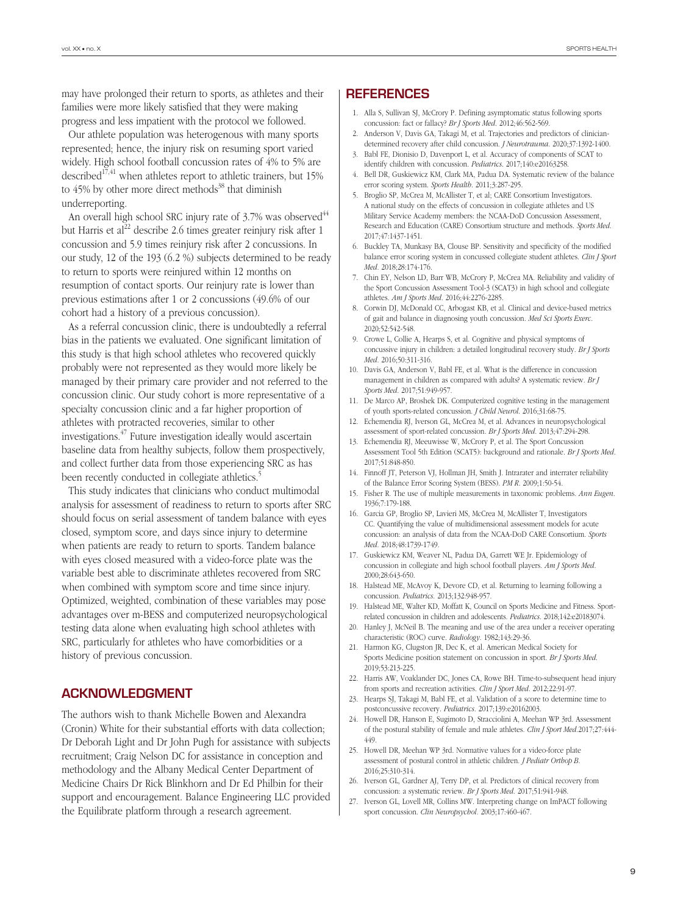may have prolonged their return to sports, as athletes and their families were more likely satisfied that they were making progress and less impatient with the protocol we followed.

Our athlete population was heterogenous with many sports represented; hence, the injury risk on resuming sport varied widely. High school football concussion rates of 4% to 5% are described[17,41] when athletes report to athletic trainers, but 15% to 45% by other more direct methods[38] that diminish underreporting.

An overall high school SRC injury rate of 3.7% was observed[44] but Harris et al[22] describe 2.6 times greater reinjury risk after 1 concussion and 5.9 times reinjury risk after 2 concussions. In our study, 12 of the 193 (6.2 %) subjects determined to be ready to return to sports were reinjured within 12 months on resumption of contact sports. Our reinjury rate is lower than previous estimations after 1 or 2 concussions (49.6% of our cohort had a history of a previous concussion).

As a referral concussion clinic, there is undoubtedly a referral bias in the patients we evaluated. One significant limitation of this study is that high school athletes who recovered quickly probably were not represented as they would more likely be managed by their primary care provider and not referred to the concussion clinic. Our study cohort is more representative of a specialty concussion clinic and a far higher proportion of athletes with protracted recoveries, similar to other investigations.[47] Future investigation ideally would ascertain baseline data from healthy subjects, follow them prospectively, and collect further data from those experiencing SRC as has been recently conducted in collegiate athletics.[5]

This study indicates that clinicians who conduct multimodal analysis for assessment of readiness to return to sports after SRC should focus on serial assessment of tandem balance with eyes closed, symptom score, and days since injury to determine when patients are ready to return to sports. Tandem balance with eyes closed measured with a video-force plate was the variable best able to discriminate athletes recovered from SRC when combined with symptom score and time since injury. Optimized, weighted, combination of these variables may pose advantages over m-BESS and computerized neuropsychological testing data alone when evaluating high school athletes with SRC, particularly for athletes who have comorbidities or a history of previous concussion.

## ACKNOWLEDGMENT

The authors wish to thank Michelle Bowen and Alexandra (Cronin) White for their substantial efforts with data collection; Dr Deborah Light and Dr John Pugh for assistance with subjects recruitment; Craig Nelson DC for assistance in conception and methodology and the Albany Medical Center Department of Medicine Chairs Dr Rick Blinkhorn and Dr Ed Philbin for their support and encouragement. Balance Engineering LLC provided the Equilibrate platform through a research agreement.

## REFERENCES

1. Alla S, Sullivan SJ, McCrory P. Defining asymptomatic status following sports concussion: fact or fallacy? *Br J Sports Med*. 2012;46:562-569.
2. Anderson V, Davis GA, Takagi M, et al. Trajectories and predictors of clinician-determined recovery after child concussion. *J Neurotrauma*. 2020;37:1392-1400.
3. Babl FE, Dionisio D, Davenport L, et al. Accuracy of components of SCAT to identify children with concussion. *Pediatrics*. 2017;140:e20163258.
4. Bell DR, Guskiewicz KM, Clark MA, Padua DA. Systematic review of the balance error scoring system. *Sports Health*. 2011;3:287-295.
5. Broglio SP, McCrea M, McAllister T, et al; CARE Consortium Investigators. A national study on the effects of concussion in collegiate athletes and US Military Service Academy members: the NCAA-DoD Concussion Assessment, Research and Education (CARE) Consortium structure and methods. *Sports Med*. 2017;47:1437-1451.
6. Buckley TA, Munkasy BA, Clouse BP. Sensitivity and specificity of the modified balance error scoring system in concussed collegiate student athletes. *Clin J Sport Med*. 2018;28:174-176.
7. Chin EY, Nelson LD, Barr WB, McCrory P, McCrea MA. Reliability and validity of the Sport Concussion Assessment Tool-3 (SCAT3) in high school and collegiate athletes. *Am J Sports Med*. 2016;44:2276-2285.
8. Corwin DJ, McDonald CC, Arbogast KB, et al. Clinical and device-based metrics of gait and balance in diagnosing youth concussion. *Med Sci Sports Exerc*. 2020;52:542-548.
9. Crowe L, Collie A, Hearps S, et al. Cognitive and physical symptoms of concussive injury in children: a detailed longitudinal recovery study. *Br J Sports Med*. 2016;50:311-316.
10. Davis GA, Anderson V, Babl FE, et al. What is the difference in concussion management in children as compared with adults? A systematic review. *Br J Sports Med*. 2017;51:949-957.
11. De Marco AP, Broshek DK. Computerized cognitive testing in the management of youth sports-related concussion. *J Child Neurol*. 2016;31:68-75.
12. Echemendia RJ, Iverson GL, McCrea M, et al. Advances in neuropsychological assessment of sport-related concussion. *Br J Sports Med*. 2013;47:294-298.
13. Echemendia RJ, Meeuwisse W, McCrory P, et al. The Sport Concussion Assessment Tool 5th Edition (SCAT5): background and rationale. *Br J Sports Med*. 2017;51:848-850.
14. Finnoff JT, Peterson VJ, Hollman JH, Smith J. Intrarater and interrater reliability of the Balance Error Scoring System (BESS). *PM R*. 2009;1:50-54.
15. Fisher R. The use of multiple measurements in taxonomic problems. *Ann Eugen*. 1936;7:179-188.
16. Garcia GP, Broglio SP, Lavieri MS, McCrea M, McAllister T, Investigators CC. Quantifying the value of multidimensional assessment models for acute concussion: an analysis of data from the NCAA-DoD CARE Consortium. *Sports Med*. 2018;48:1739-1749.
17. Guskiewicz KM, Weaver NL, Padua DA, Garrett WE Jr. Epidemiology of concussion in collegiate and high school football players. *Am J Sports Med*. 2000;28:643-650.
18. Halstead ME, McAvoy K, Devore CD, et al. Returning to learning following a concussion. *Pediatrics*. 2013;132:948-957.
19. Halstead ME, Walter KD, Moffatt K, Council on Sports Medicine and Fitness. Sport-related concussion in children and adolescents. *Pediatrics*. 2018;142:e20183074.
20. Hanley J, McNeil B. The meaning and use of the area under a receiver operating characteristic (ROC) curve. *Radiology*. 1982;143:29-36.
21. Harmon KG, Clugston JR, Dec K, et al. American Medical Society for Sports Medicine position statement on concussion in sport. *Br J Sports Med*. 2019;53:213-225.
22. Harris AW, Voaklander DC, Jones CA, Rowe BH. Time-to-subsequent head injury from sports and recreation activities. *Clin J Sport Med*. 2012;22:91-97.
23. Hearps SJ, Takagi M, Babl FE, et al. Validation of a score to determine time to postconcussive recovery. *Pediatrics*. 2017;139:e20162003.
24. Howell DR, Hanson E, Sugimoto D, Stracciolini A, Meehan WP 3rd. Assessment of the postural stability of female and male athletes. *Clin J Sport Med*.2017;27:444-449.
25. Howell DR, Meehan WP 3rd. Normative values for a video-force plate assessment of postural control in athletic children. *J Pediatr Orthop B*. 2016;25:310-314.
26. Iverson GL, Gardner AJ, Terry DP, et al. Predictors of clinical recovery from concussion: a systematic review. *Br J Sports Med*. 2017;51:941-948.
27. Iverson GL, Lovell MR, Collins MW. Interpreting change on ImPACT following sport concussion. *Clin Neuropsychol*. 2003;17:460-467.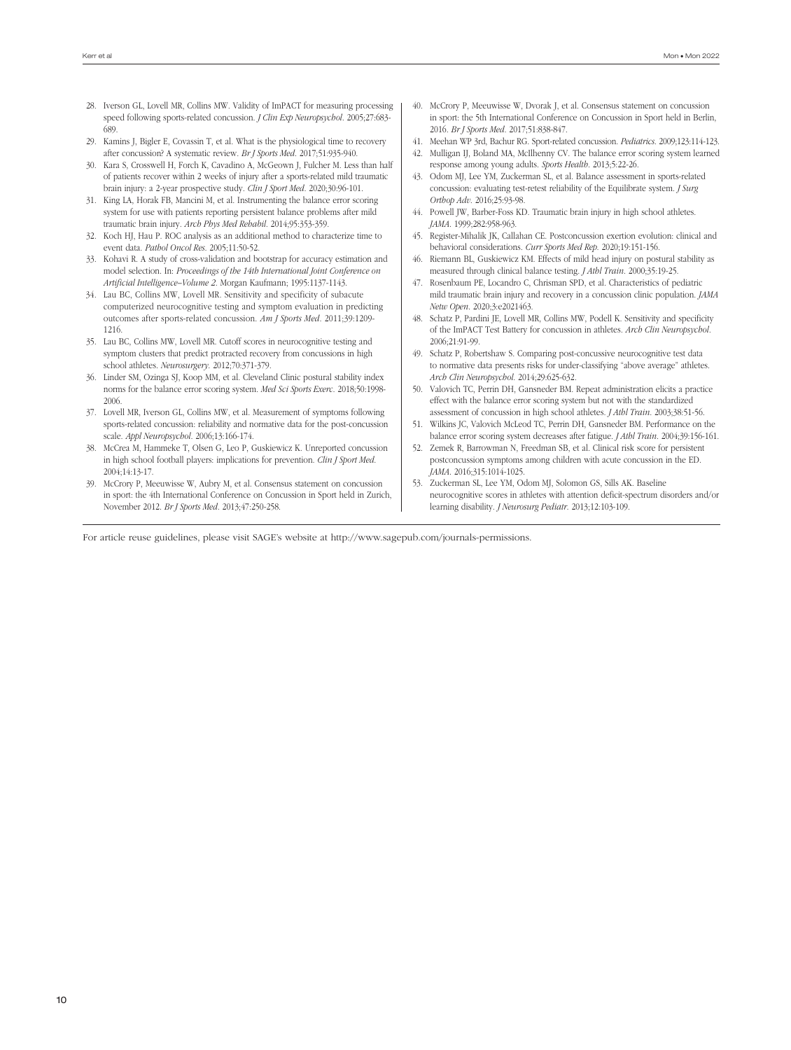28. Iverson GL, Lovell MR, Collins MW. Validity of ImPACT for measuring processing speed following sports-related concussion. *J Clin Exp Neuropsychol*. 2005;27:683-689.
29. Kamins J, Bigler E, Covassin T, et al. What is the physiological time to recovery after concussion? A systematic review. *Br J Sports Med*. 2017;51:935-940.
30. Kara S, Crosswell H, Forch K, Cavadino A, McGeown J, Fulcher M. Less than half of patients recover within 2 weeks of injury after a sports-related mild traumatic brain injury: a 2-year prospective study. *Clin J Sport Med*. 2020;30:96-101.
31. King LA, Horak FB, Mancini M, et al. Instrumenting the balance error scoring system for use with patients reporting persistent balance problems after mild traumatic brain injury. *Arch Phys Med Rehabil*. 2014;95:353-359.
32. Koch HJ, Hau P. ROC analysis as an additional method to characterize time to event data. *Pathol Oncol Res*. 2005;11:50-52.
33. Kohavi R. A study of cross-validation and bootstrap for accuracy estimation and model selection. In: *Proceedings of the 14th International Joint Conference on Artificial Intelligence–Volume 2*. Morgan Kaufmann; 1995:1137-1143.
34. Lau BC, Collins MW, Lovell MR. Sensitivity and specificity of subacute computerized neurocognitive testing and symptom evaluation in predicting outcomes after sports-related concussion. *Am J Sports Med*. 2011;39:1209-1216.
35. Lau BC, Collins MW, Lovell MR. Cutoff scores in neurocognitive testing and symptom clusters that predict protracted recovery from concussions in high school athletes. *Neurosurgery*. 2012;70:371-379.
36. Linder SM, Ozinga SJ, Koop MM, et al. Cleveland Clinic postural stability index norms for the balance error scoring system. *Med Sci Sports Exerc*. 2018;50:1998-2006.
37. Lovell MR, Iverson GL, Collins MW, et al. Measurement of symptoms following sports-related concussion: reliability and normative data for the post-concussion scale. *Appl Neuropsychol*. 2006;13:166-174.
38. McCrea M, Hammeke T, Olsen G, Leo P, Guskiewicz K. Unreported concussion in high school football players: implications for prevention. *Clin J Sport Med*. 2004;14:13-17.
39. McCrory P, Meeuwisse W, Aubry M, et al. Consensus statement on concussion in sport: the 4th International Conference on Concussion in Sport held in Zurich, November 2012. *Br J Sports Med*. 2013;47:250-258.
40. McCrory P, Meeuwisse W, Dvorak J, et al. Consensus statement on concussion in sport: the 5th International Conference on Concussion in Sport held in Berlin, 2016. *Br J Sports Med*. 2017;51:838-847.
41. Meehan WP 3rd, Bachur RG. Sport-related concussion. *Pediatrics*. 2009;123:114-123.
42. Mulligan IJ, Boland MA, McIlhenny CV. The balance error scoring system learned response among young adults. *Sports Health*. 2013;5:22-26.
43. Odom MJ, Lee YM, Zuckerman SL, et al. Balance assessment in sports-related concussion: evaluating test-retest reliability of the Equilibrate system. *J Surg Orthop Adv*. 2016;25:93-98.
44. Powell JW, Barber-Foss KD. Traumatic brain injury in high school athletes. *JAMA*. 1999;282:958-963.
45. Register-Mihalik JK, Callahan CE. Postconcussion exertion evolution: clinical and behavioral considerations. *Curr Sports Med Rep*. 2020;19:151-156.
46. Riemann BL, Guskiewicz KM. Effects of mild head injury on postural stability as measured through clinical balance testing. *J Athl Train*. 2000;35:19-25.
47. Rosenbaum PE, Locandro C, Chrisman SPD, et al. Characteristics of pediatric mild traumatic brain injury and recovery in a concussion clinic population. *JAMA Netw Open*. 2020;3:e2021463.
48. Schatz P, Pardini JE, Lovell MR, Collins MW, Podell K. Sensitivity and specificity of the ImPACT Test Battery for concussion in athletes. *Arch Clin Neuropsychol*. 2006;21:91-99.
49. Schatz P, Robertshaw S. Comparing post-concussive neurocognitive test data to normative data presents risks for under-classifying "above average" athletes. *Arch Clin Neuropsychol*. 2014;29:625-632.
50. Valovich TC, Perrin DH, Gansneder BM. Repeat administration elicits a practice effect with the balance error scoring system but not with the standardized assessment of concussion in high school athletes. *J Athl Train*. 2003;38:51-56.
51. Wilkins JC, Valovich McLeod TC, Perrin DH, Gansneder BM. Performance on the balance error scoring system decreases after fatigue. *J Athl Train*. 2004;39:156-161.
52. Zemek R, Barrowman N, Freedman SB, et al. Clinical risk score for persistent postconcussion symptoms among children with acute concussion in the ED. *JAMA*. 2016;315:1014-1025.
53. Zuckerman SL, Lee YM, Odom MJ, Solomon GS, Sills AK. Baseline neurocognitive scores in athletes with attention deficit-spectrum disorders and/or learning disability. *J Neurosurg Pediatr*. 2013;12:103-109.

For article reuse guidelines, please visit SAGE's website at http://www.sagepub.com/journals-permissions.